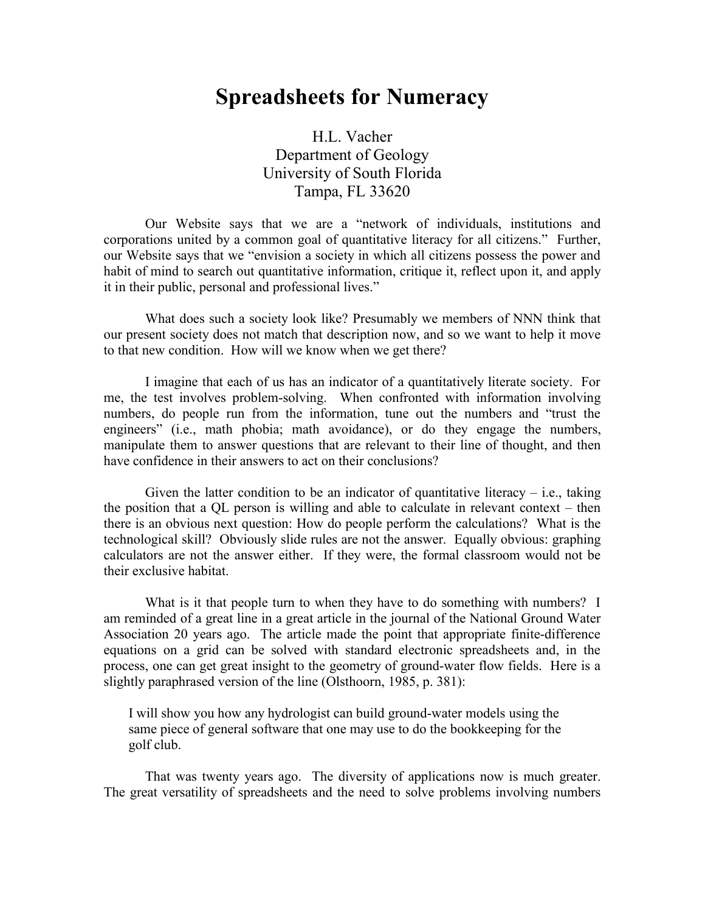# Spreadsheets for Numeracy

H.L. Vacher
Department of Geology
University of South Florida
Tampa, FL 33620

Our Website says that we are a "network of individuals, institutions and corporations united by a common goal of quantitative literacy for all citizens." Further, our Website says that we "envision a society in which all citizens possess the power and habit of mind to search out quantitative information, critique it, reflect upon it, and apply it in their public, personal and professional lives."

What does such a society look like? Presumably we members of NNN think that our present society does not match that description now, and so we want to help it move to that new condition. How will we know when we get there?

I imagine that each of us has an indicator of a quantitatively literate society. For me, the test involves problem-solving. When confronted with information involving numbers, do people run from the information, tune out the numbers and "trust the engineers" (i.e., math phobia; math avoidance), or do they engage the numbers, manipulate them to answer questions that are relevant to their line of thought, and then have confidence in their answers to act on their conclusions?

Given the latter condition to be an indicator of quantitative literacy – i.e., taking the position that a QL person is willing and able to calculate in relevant context – then there is an obvious next question: How do people perform the calculations? What is the technological skill? Obviously slide rules are not the answer. Equally obvious: graphing calculators are not the answer either. If they were, the formal classroom would not be their exclusive habitat.

What is it that people turn to when they have to do something with numbers? I am reminded of a great line in a great article in the journal of the National Ground Water Association 20 years ago. The article made the point that appropriate finite-difference equations on a grid can be solved with standard electronic spreadsheets and, in the process, one can get great insight to the geometry of ground-water flow fields. Here is a slightly paraphrased version of the line (Olsthoorn, 1985, p. 381):

> I will show you how any hydrologist can build ground-water models using the same piece of general software that one may use to do the bookkeeping for the golf club.

That was twenty years ago. The diversity of applications now is much greater. The great versatility of spreadsheets and the need to solve problems involving numbers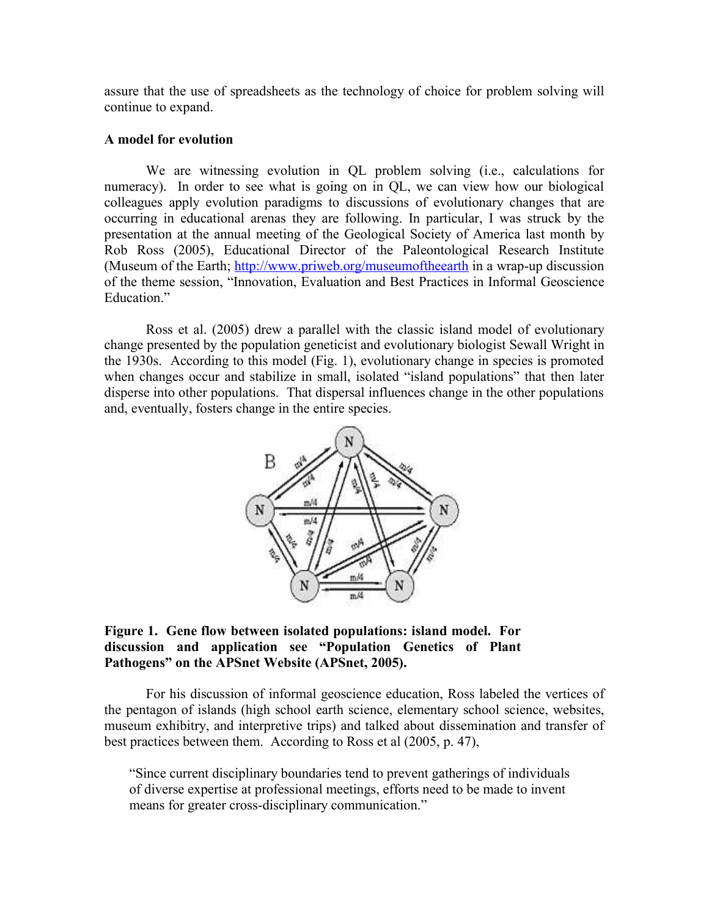assure that the use of spreadsheets as the technology of choice for problem solving will continue to expand.

**A model for evolution**

We are witnessing evolution in QL problem solving (i.e., calculations for numeracy). In order to see what is going on in QL, we can view how our biological colleagues apply evolution paradigms to discussions of evolutionary changes that are occurring in educational arenas they are following. In particular, I was struck by the presentation at the annual meeting of the Geological Society of America last month by Rob Ross (2005), Educational Director of the Paleontological Research Institute (Museum of the Earth; http://www.priweb.org/museumoftheearth in a wrap-up discussion of the theme session, "Innovation, Evaluation and Best Practices in Informal Geoscience Education."

Ross et al. (2005) drew a parallel with the classic island model of evolutionary change presented by the population geneticist and evolutionary biologist Sewall Wright in the 1930s. According to this model (Fig. 1), evolutionary change in species is promoted when changes occur and stabilize in small, isolated "island populations" that then later disperse into other populations. That dispersal influences change in the other populations and, eventually, fosters change in the entire species.

**Figure 1. Gene flow between isolated populations: island model. For discussion and application see "Population Genetics of Plant Pathogens" on the APSnet Website (APSnet, 2005).**

For his discussion of informal geoscience education, Ross labeled the vertices of the pentagon of islands (high school earth science, elementary school science, websites, museum exhibitry, and interpretive trips) and talked about dissemination and transfer of best practices between them. According to Ross et al (2005, p. 47),

> "Since current disciplinary boundaries tend to prevent gatherings of individuals of diverse expertise at professional meetings, efforts need to be made to invent means for greater cross-disciplinary communication."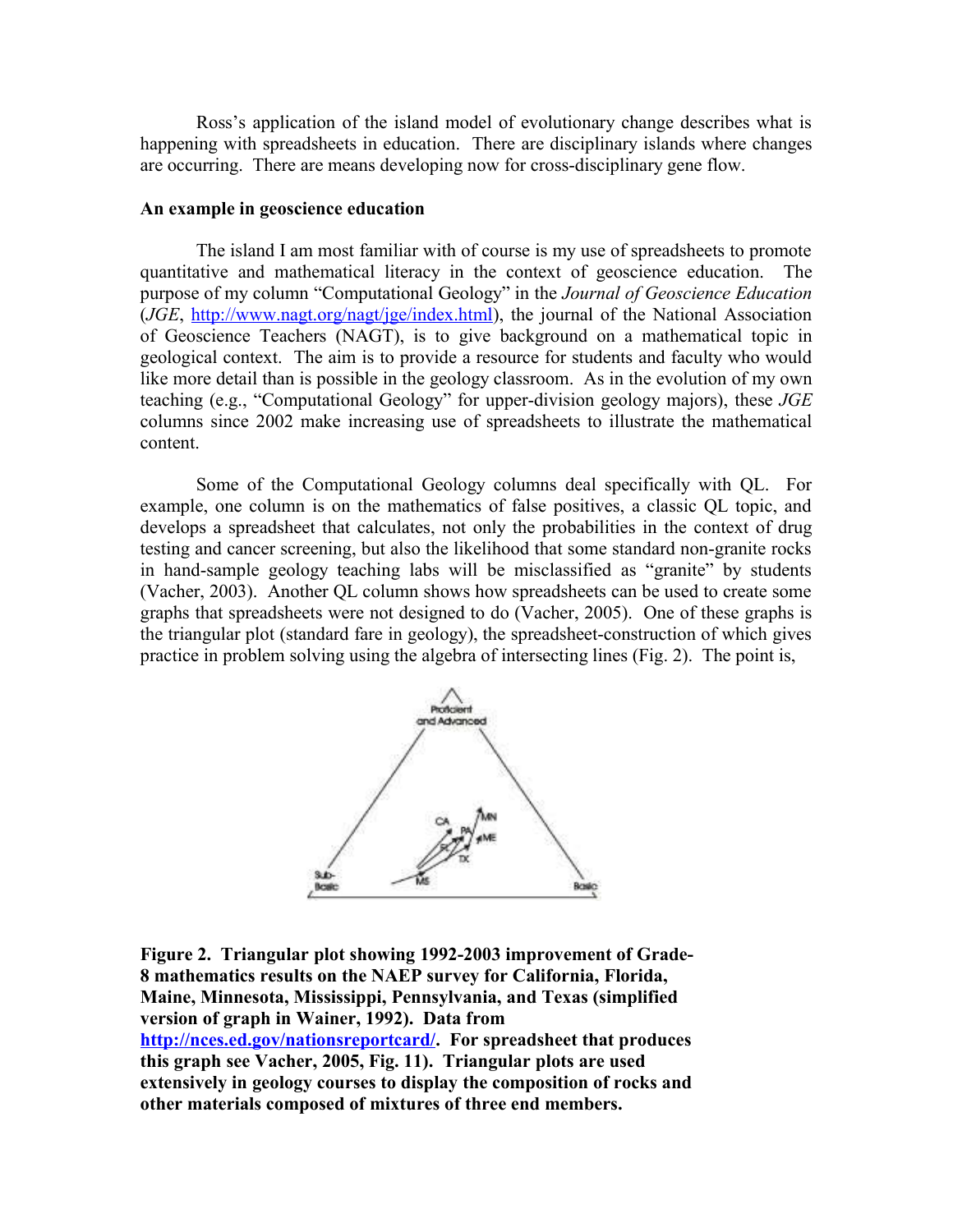Ross's application of the island model of evolutionary change describes what is happening with spreadsheets in education. There are disciplinary islands where changes are occurring. There are means developing now for cross-disciplinary gene flow.

**An example in geoscience education**

The island I am most familiar with of course is my use of spreadsheets to promote quantitative and mathematical literacy in the context of geoscience education. The purpose of my column "Computational Geology" in the *Journal of Geoscience Education* (*JGE*, http://www.nagt.org/nagt/jge/index.html), the journal of the National Association of Geoscience Teachers (NAGT), is to give background on a mathematical topic in geological context. The aim is to provide a resource for students and faculty who would like more detail than is possible in the geology classroom. As in the evolution of my own teaching (e.g., "Computational Geology" for upper-division geology majors), these *JGE* columns since 2002 make increasing use of spreadsheets to illustrate the mathematical content.

Some of the Computational Geology columns deal specifically with QL. For example, one column is on the mathematics of false positives, a classic QL topic, and develops a spreadsheet that calculates, not only the probabilities in the context of drug testing and cancer screening, but also the likelihood that some standard non-granite rocks in hand-sample geology teaching labs will be misclassified as "granite" by students (Vacher, 2003). Another QL column shows how spreadsheets can be used to create some graphs that spreadsheets were not designed to do (Vacher, 2005). One of these graphs is the triangular plot (standard fare in geology), the spreadsheet-construction of which gives practice in problem solving using the algebra of intersecting lines (Fig. 2). The point is,

**Figure 2. Triangular plot showing 1992-2003 improvement of Grade-8 mathematics results on the NAEP survey for California, Florida, Maine, Minnesota, Mississippi, Pennsylvania, and Texas (simplified version of graph in Wainer, 1992). Data from http://nces.ed.gov/nationsreportcard/. For spreadsheet that produces this graph see Vacher, 2005, Fig. 11). Triangular plots are used extensively in geology courses to display the composition of rocks and other materials composed of mixtures of three end members.**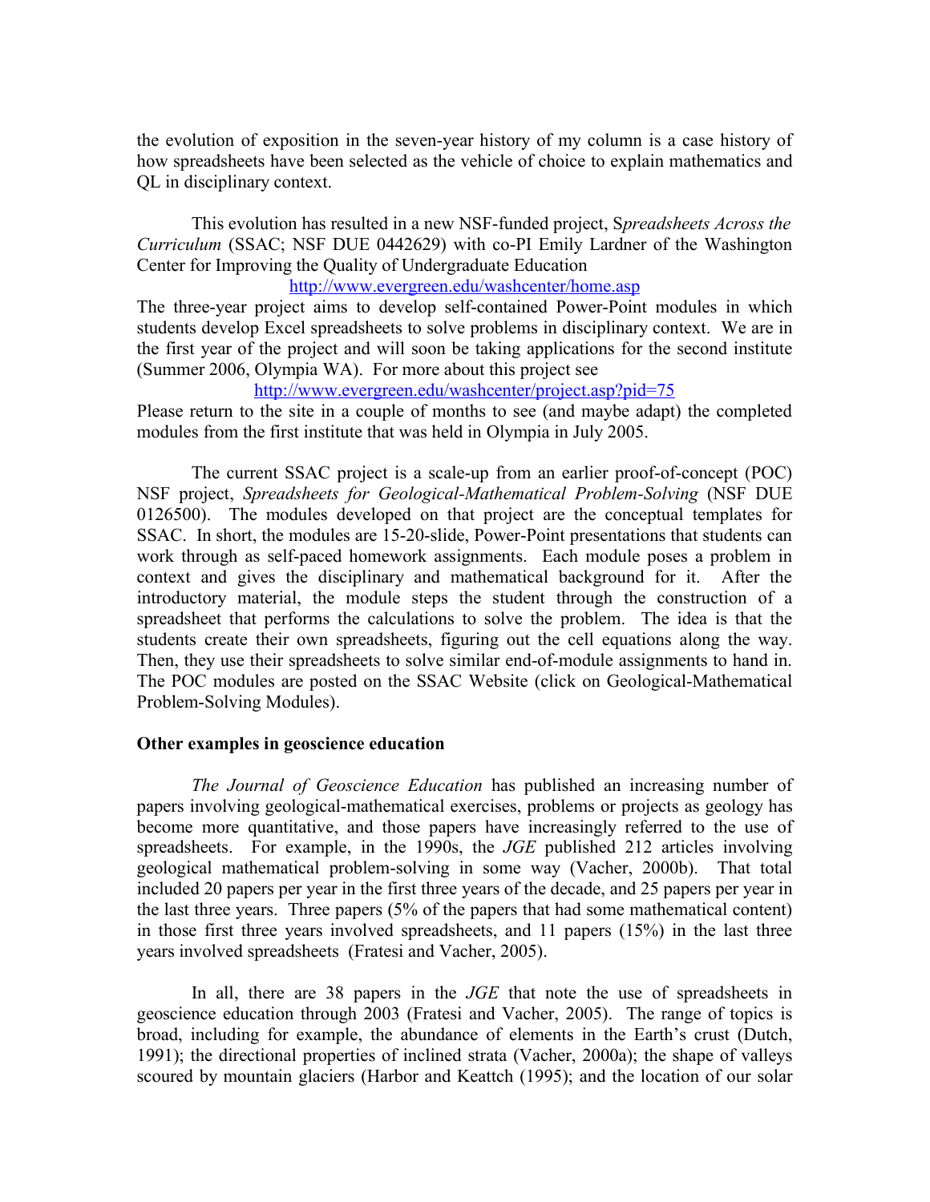the evolution of exposition in the seven-year history of my column is a case history of how spreadsheets have been selected as the vehicle of choice to explain mathematics and QL in disciplinary context.

This evolution has resulted in a new NSF-funded project, S*preadsheets Across the Curriculum* (SSAC; NSF DUE 0442629) with co-PI Emily Lardner of the Washington Center for Improving the Quality of Undergraduate Education

http://www.evergreen.edu/washcenter/home.asp

The three-year project aims to develop self-contained Power-Point modules in which students develop Excel spreadsheets to solve problems in disciplinary context. We are in the first year of the project and will soon be taking applications for the second institute (Summer 2006, Olympia WA). For more about this project see

http://www.evergreen.edu/washcenter/project.asp?pid=75

Please return to the site in a couple of months to see (and maybe adapt) the completed modules from the first institute that was held in Olympia in July 2005.

The current SSAC project is a scale-up from an earlier proof-of-concept (POC) NSF project, *Spreadsheets for Geological-Mathematical Problem-Solving* (NSF DUE 0126500). The modules developed on that project are the conceptual templates for SSAC. In short, the modules are 15-20-slide, Power-Point presentations that students can work through as self-paced homework assignments. Each module poses a problem in context and gives the disciplinary and mathematical background for it. After the introductory material, the module steps the student through the construction of a spreadsheet that performs the calculations to solve the problem. The idea is that the students create their own spreadsheets, figuring out the cell equations along the way. Then, they use their spreadsheets to solve similar end-of-module assignments to hand in. The POC modules are posted on the SSAC Website (click on Geological-Mathematical Problem-Solving Modules).

**Other examples in geoscience education**

*The Journal of Geoscience Education* has published an increasing number of papers involving geological-mathematical exercises, problems or projects as geology has become more quantitative, and those papers have increasingly referred to the use of spreadsheets. For example, in the 1990s, the *JGE* published 212 articles involving geological mathematical problem-solving in some way (Vacher, 2000b). That total included 20 papers per year in the first three years of the decade, and 25 papers per year in the last three years. Three papers (5% of the papers that had some mathematical content) in those first three years involved spreadsheets, and 11 papers (15%) in the last three years involved spreadsheets (Fratesi and Vacher, 2005).

In all, there are 38 papers in the *JGE* that note the use of spreadsheets in geoscience education through 2003 (Fratesi and Vacher, 2005). The range of topics is broad, including for example, the abundance of elements in the Earth's crust (Dutch, 1991); the directional properties of inclined strata (Vacher, 2000a); the shape of valleys scoured by mountain glaciers (Harbor and Keattch (1995); and the location of our solar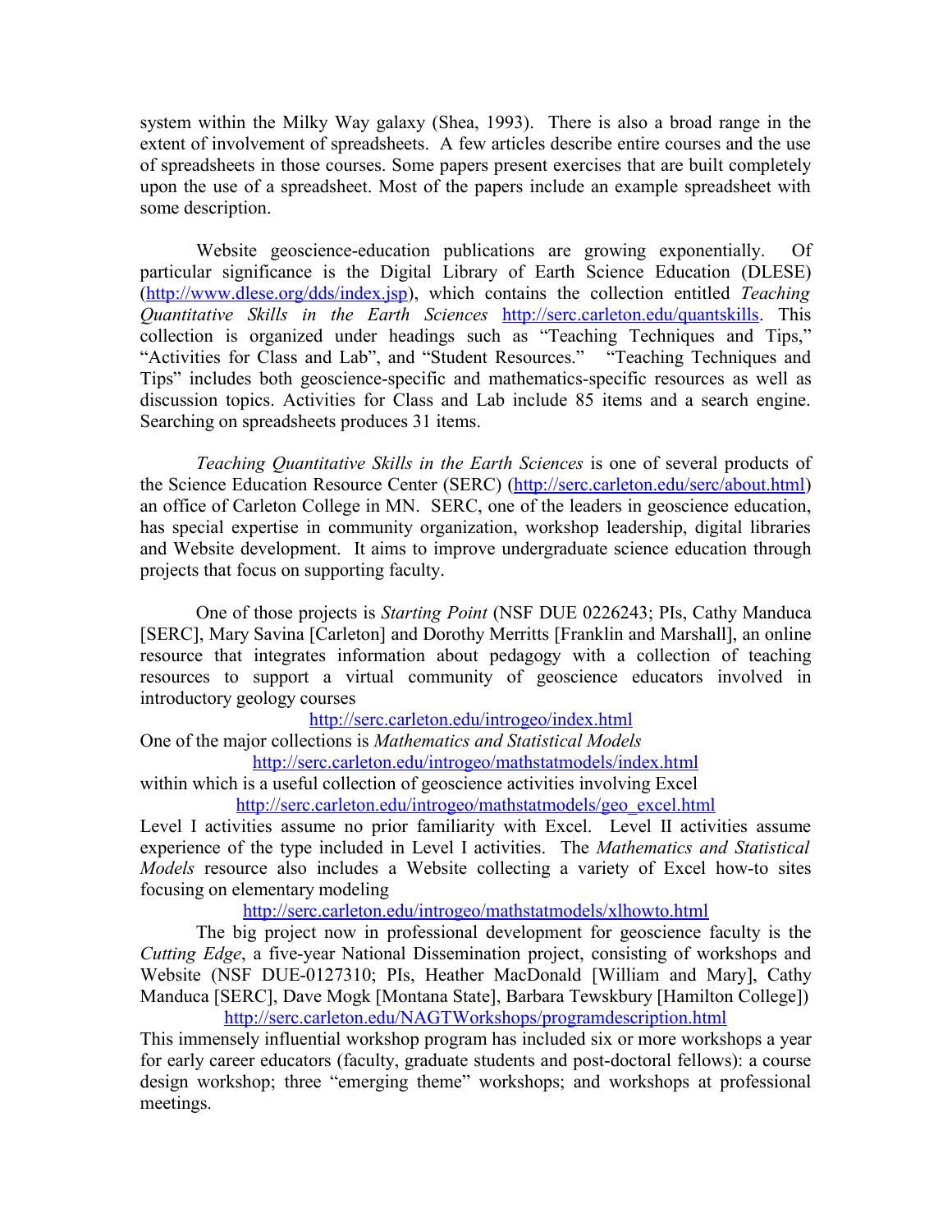system within the Milky Way galaxy (Shea, 1993). There is also a broad range in the extent of involvement of spreadsheets. A few articles describe entire courses and the use of spreadsheets in those courses. Some papers present exercises that are built completely upon the use of a spreadsheet. Most of the papers include an example spreadsheet with some description.

Website geoscience-education publications are growing exponentially. Of particular significance is the Digital Library of Earth Science Education (DLESE) (http://www.dlese.org/dds/index.jsp), which contains the collection entitled *Teaching Quantitative Skills in the Earth Sciences* http://serc.carleton.edu/quantskills. This collection is organized under headings such as "Teaching Techniques and Tips," "Activities for Class and Lab", and "Student Resources." "Teaching Techniques and Tips" includes both geoscience-specific and mathematics-specific resources as well as discussion topics. Activities for Class and Lab include 85 items and a search engine. Searching on spreadsheets produces 31 items.

*Teaching Quantitative Skills in the Earth Sciences* is one of several products of the Science Education Resource Center (SERC) (http://serc.carleton.edu/serc/about.html) an office of Carleton College in MN. SERC, one of the leaders in geoscience education, has special expertise in community organization, workshop leadership, digital libraries and Website development. It aims to improve undergraduate science education through projects that focus on supporting faculty.

One of those projects is *Starting Point* (NSF DUE 0226243; PIs, Cathy Manduca [SERC], Mary Savina [Carleton] and Dorothy Merritts [Franklin and Marshall], an online resource that integrates information about pedagogy with a collection of teaching resources to support a virtual community of geoscience educators involved in introductory geology courses

http://serc.carleton.edu/introgeo/index.html

One of the major collections is *Mathematics and Statistical Models*

http://serc.carleton.edu/introgeo/mathstatmodels/index.html

within which is a useful collection of geoscience activities involving Excel

http://serc.carleton.edu/introgeo/mathstatmodels/geo_excel.html

Level I activities assume no prior familiarity with Excel. Level II activities assume experience of the type included in Level I activities. The *Mathematics and Statistical Models* resource also includes a Website collecting a variety of Excel how-to sites focusing on elementary modeling

http://serc.carleton.edu/introgeo/mathstatmodels/xlhowto.html

The big project now in professional development for geoscience faculty is the *Cutting Edge*, a five-year National Dissemination project, consisting of workshops and Website (NSF DUE-0127310; PIs, Heather MacDonald [William and Mary], Cathy Manduca [SERC], Dave Mogk [Montana State], Barbara Tewskbury [Hamilton College])

http://serc.carleton.edu/NAGTWorkshops/programdescription.html

This immensely influential workshop program has included six or more workshops a year for early career educators (faculty, graduate students and post-doctoral fellows): a course design workshop; three "emerging theme" workshops; and workshops at professional meetings.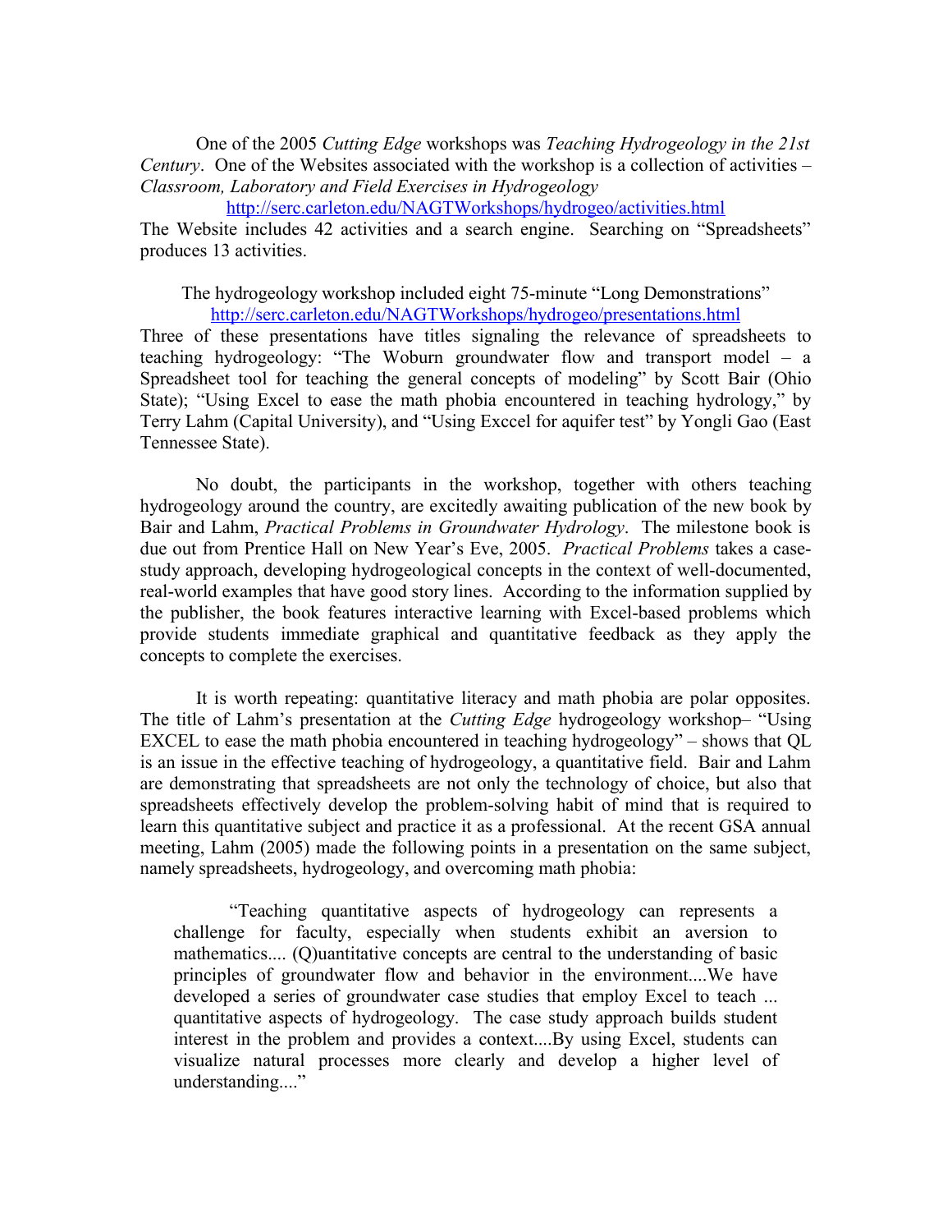One of the 2005 *Cutting Edge* workshops was *Teaching Hydrogeology in the 21st Century*. One of the Websites associated with the workshop is a collection of activities – *Classroom, Laboratory and Field Exercises in Hydrogeology*

http://serc.carleton.edu/NAGTWorkshops/hydrogeo/activities.html

The Website includes 42 activities and a search engine. Searching on "Spreadsheets" produces 13 activities.

The hydrogeology workshop included eight 75-minute "Long Demonstrations"

http://serc.carleton.edu/NAGTWorkshops/hydrogeo/presentations.html

Three of these presentations have titles signaling the relevance of spreadsheets to teaching hydrogeology: "The Woburn groundwater flow and transport model – a Spreadsheet tool for teaching the general concepts of modeling" by Scott Bair (Ohio State); "Using Excel to ease the math phobia encountered in teaching hydrology," by Terry Lahm (Capital University), and "Using Exccel for aquifer test" by Yongli Gao (East Tennessee State).

No doubt, the participants in the workshop, together with others teaching hydrogeology around the country, are excitedly awaiting publication of the new book by Bair and Lahm, *Practical Problems in Groundwater Hydrology*. The milestone book is due out from Prentice Hall on New Year's Eve, 2005. *Practical Problems* takes a case-study approach, developing hydrogeological concepts in the context of well-documented, real-world examples that have good story lines. According to the information supplied by the publisher, the book features interactive learning with Excel-based problems which provide students immediate graphical and quantitative feedback as they apply the concepts to complete the exercises.

It is worth repeating: quantitative literacy and math phobia are polar opposites. The title of Lahm's presentation at the *Cutting Edge* hydrogeology workshop– "Using EXCEL to ease the math phobia encountered in teaching hydrogeology" – shows that QL is an issue in the effective teaching of hydrogeology, a quantitative field. Bair and Lahm are demonstrating that spreadsheets are not only the technology of choice, but also that spreadsheets effectively develop the problem-solving habit of mind that is required to learn this quantitative subject and practice it as a professional. At the recent GSA annual meeting, Lahm (2005) made the following points in a presentation on the same subject, namely spreadsheets, hydrogeology, and overcoming math phobia:

> "Teaching quantitative aspects of hydrogeology can represents a challenge for faculty, especially when students exhibit an aversion to mathematics.... (Q)uantitative concepts are central to the understanding of basic principles of groundwater flow and behavior in the environment....We have developed a series of groundwater case studies that employ Excel to teach ... quantitative aspects of hydrogeology. The case study approach builds student interest in the problem and provides a context....By using Excel, students can visualize natural processes more clearly and develop a higher level of understanding...."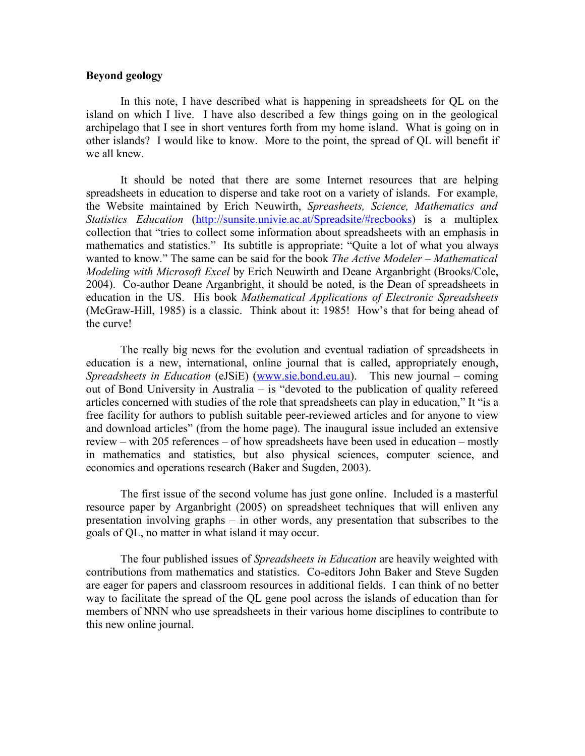**Beyond geology**

In this note, I have described what is happening in spreadsheets for QL on the island on which I live. I have also described a few things going on in the geological archipelago that I see in short ventures forth from my home island. What is going on in other islands? I would like to know. More to the point, the spread of QL will benefit if we all knew.

It should be noted that there are some Internet resources that are helping spreadsheets in education to disperse and take root on a variety of islands. For example, the Website maintained by Erich Neuwirth, *Spreasheets, Science, Mathematics and Statistics Education* (http://sunsite.univie.ac.at/Spreadsite/#recbooks) is a multiplex collection that "tries to collect some information about spreadsheets with an emphasis in mathematics and statistics." Its subtitle is appropriate: "Quite a lot of what you always wanted to know." The same can be said for the book *The Active Modeler – Mathematical Modeling with Microsoft Excel* by Erich Neuwirth and Deane Arganbright (Brooks/Cole, 2004). Co-author Deane Arganbright, it should be noted, is the Dean of spreadsheets in education in the US. His book *Mathematical Applications of Electronic Spreadsheets* (McGraw-Hill, 1985) is a classic. Think about it: 1985! How's that for being ahead of the curve!

The really big news for the evolution and eventual radiation of spreadsheets in education is a new, international, online journal that is called, appropriately enough, *Spreadsheets in Education* (eJSiE) (www.sie.bond.eu.au). This new journal – coming out of Bond University in Australia – is "devoted to the publication of quality refereed articles concerned with studies of the role that spreadsheets can play in education," It "is a free facility for authors to publish suitable peer-reviewed articles and for anyone to view and download articles" (from the home page). The inaugural issue included an extensive review – with 205 references – of how spreadsheets have been used in education – mostly in mathematics and statistics, but also physical sciences, computer science, and economics and operations research (Baker and Sugden, 2003).

The first issue of the second volume has just gone online. Included is a masterful resource paper by Arganbright (2005) on spreadsheet techniques that will enliven any presentation involving graphs – in other words, any presentation that subscribes to the goals of QL, no matter in what island it may occur.

The four published issues of *Spreadsheets in Education* are heavily weighted with contributions from mathematics and statistics. Co-editors John Baker and Steve Sugden are eager for papers and classroom resources in additional fields. I can think of no better way to facilitate the spread of the QL gene pool across the islands of education than for members of NNN who use spreadsheets in their various home disciplines to contribute to this new online journal.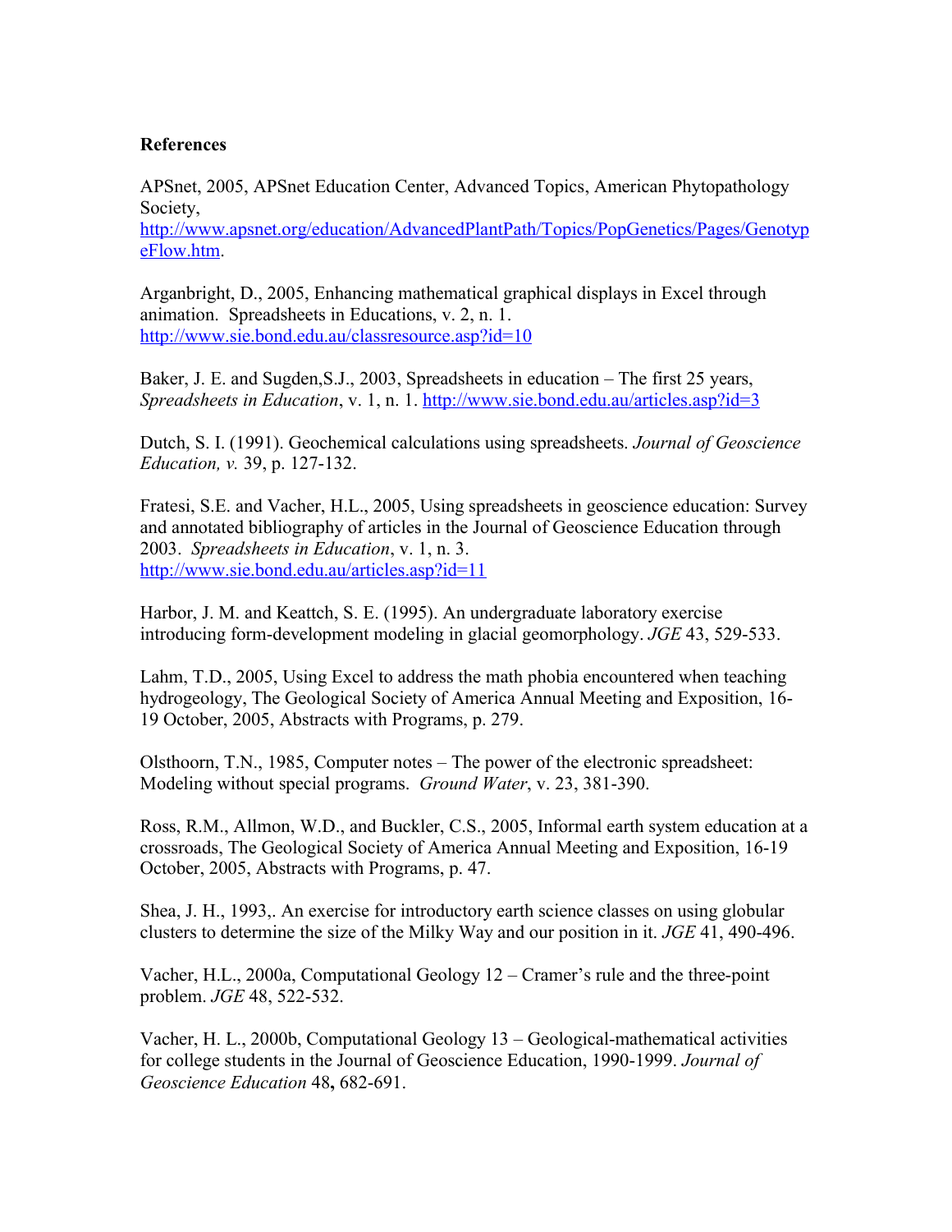**References**

APSnet, 2005, APSnet Education Center, Advanced Topics, American Phytopathology Society, http://www.apsnet.org/education/AdvancedPlantPath/Topics/PopGenetics/Pages/GenotypeFlow.htm.

Arganbright, D., 2005, Enhancing mathematical graphical displays in Excel through animation. Spreadsheets in Educations, v. 2, n. 1. http://www.sie.bond.edu.au/classresource.asp?id=10

Baker, J. E. and Sugden,S.J., 2003, Spreadsheets in education – The first 25 years, *Spreadsheets in Education*, v. 1, n. 1. http://www.sie.bond.edu.au/articles.asp?id=3

Dutch, S. I. (1991). Geochemical calculations using spreadsheets. *Journal of Geoscience Education, v.* 39, p. 127-132.

Fratesi, S.E. and Vacher, H.L., 2005, Using spreadsheets in geoscience education: Survey and annotated bibliography of articles in the Journal of Geoscience Education through 2003. *Spreadsheets in Education*, v. 1, n. 3. http://www.sie.bond.edu.au/articles.asp?id=11

Harbor, J. M. and Keattch, S. E. (1995). An undergraduate laboratory exercise introducing form-development modeling in glacial geomorphology. *JGE* 43, 529-533.

Lahm, T.D., 2005, Using Excel to address the math phobia encountered when teaching hydrogeology, The Geological Society of America Annual Meeting and Exposition, 16-19 October, 2005, Abstracts with Programs, p. 279.

Olsthoorn, T.N., 1985, Computer notes – The power of the electronic spreadsheet: Modeling without special programs. *Ground Water*, v. 23, 381-390.

Ross, R.M., Allmon, W.D., and Buckler, C.S., 2005, Informal earth system education at a crossroads, The Geological Society of America Annual Meeting and Exposition, 16-19 October, 2005, Abstracts with Programs, p. 47.

Shea, J. H., 1993,. An exercise for introductory earth science classes on using globular clusters to determine the size of the Milky Way and our position in it. *JGE* 41, 490-496.

Vacher, H.L., 2000a, Computational Geology 12 – Cramer's rule and the three-point problem. *JGE* 48, 522-532.

Vacher, H. L., 2000b, Computational Geology 13 – Geological-mathematical activities for college students in the Journal of Geoscience Education, 1990-1999. *Journal of Geoscience Education* 48**,** 682-691.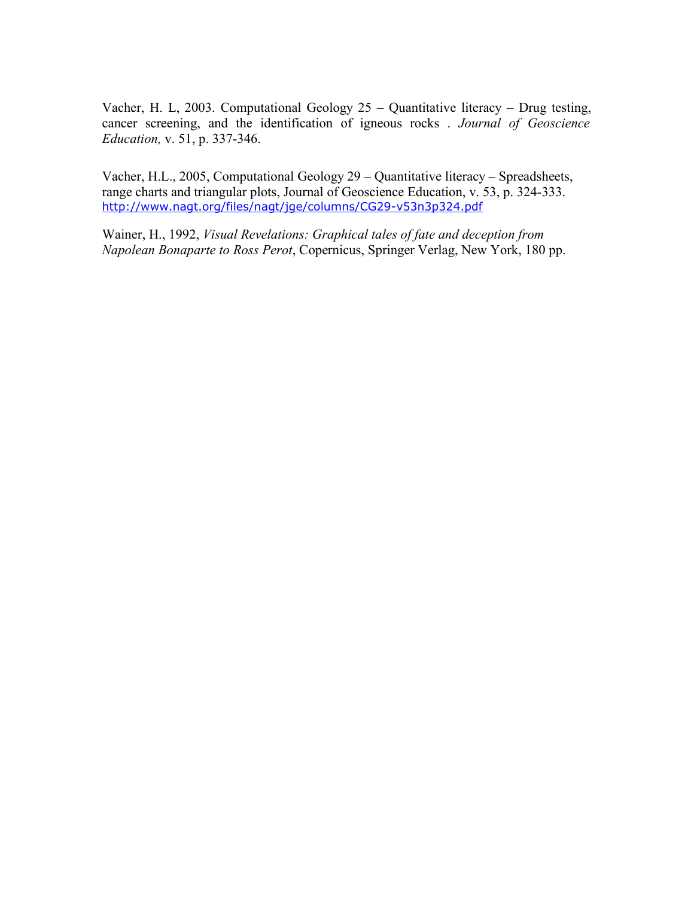Vacher, H. L, 2003. Computational Geology 25 – Quantitative literacy – Drug testing, cancer screening, and the identification of igneous rocks . *Journal of Geoscience Education,* v. 51, p. 337-346.

Vacher, H.L., 2005, Computational Geology 29 – Quantitative literacy – Spreadsheets, range charts and triangular plots, Journal of Geoscience Education, v. 53, p. 324-333. http://www.nagt.org/files/nagt/jge/columns/CG29-v53n3p324.pdf

Wainer, H., 1992, *Visual Revelations: Graphical tales of fate and deception from Napolean Bonaparte to Ross Perot*, Copernicus, Springer Verlag, New York, 180 pp.